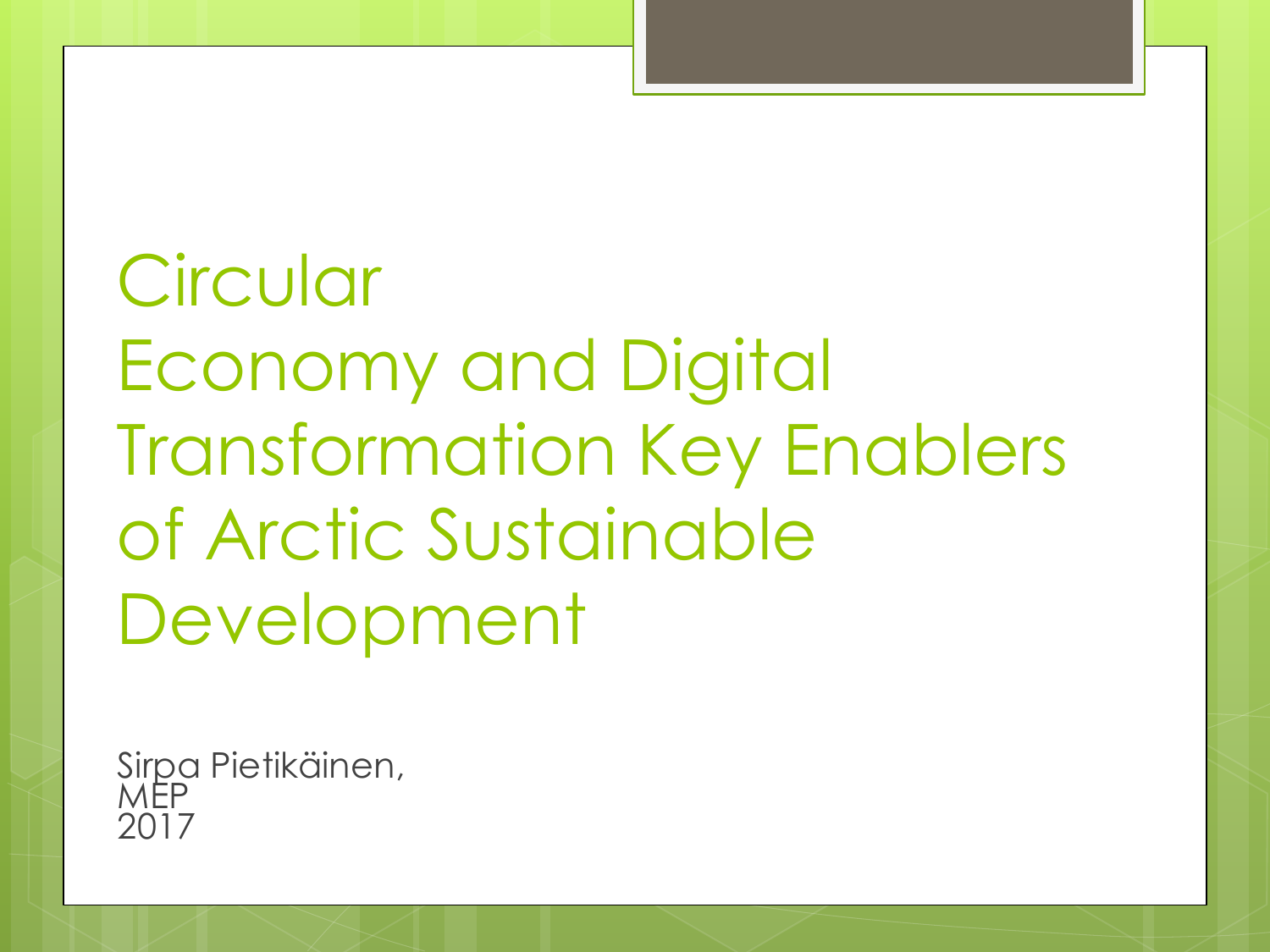# Circular Economy and Digital Transformation Key Enablers of Arctic Sustainable Development

Sirpa Pietikäinen, MEP
2017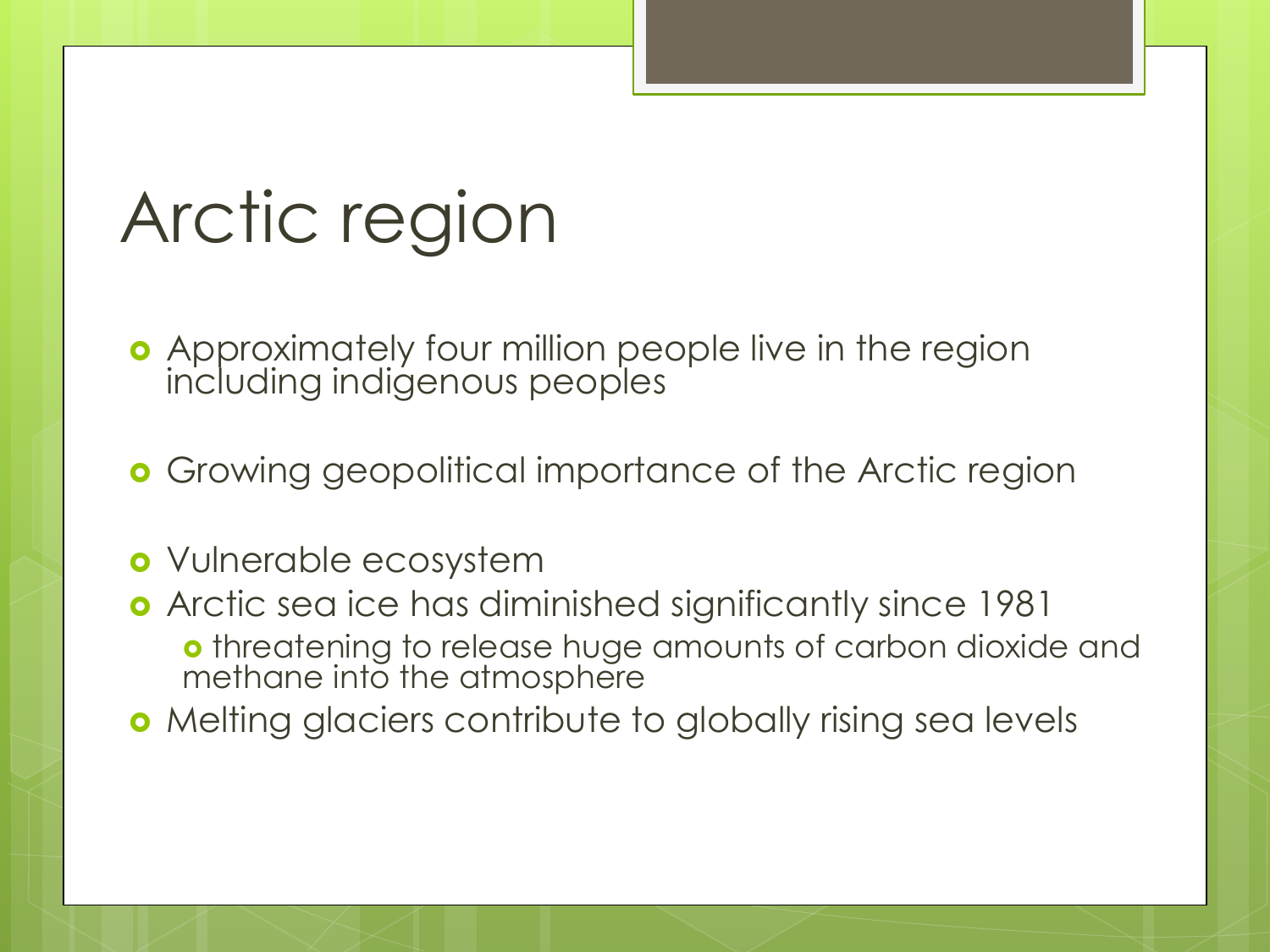# Arctic region

- Approximately four million people live in the region including indigenous peoples
- Growing geopolitical importance of the Arctic region
- Vulnerable ecosystem
- Arctic sea ice has diminished significantly since 1981
  - threatening to release huge amounts of carbon dioxide and methane into the atmosphere
- Melting glaciers contribute to globally rising sea levels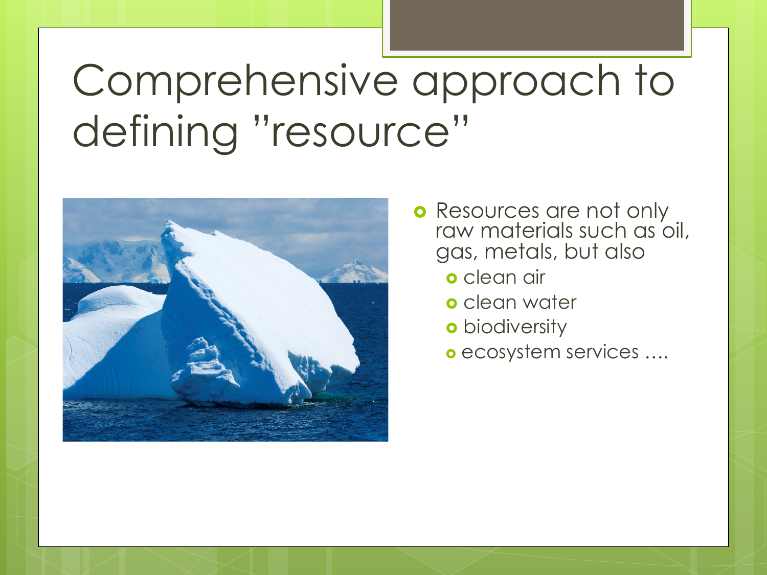# Comprehensive approach to defining "resource"

- Resources are not only raw materials such as oil, gas, metals, but also
  - clean air
  - clean water
  - biodiversity
  - ecosystem services ….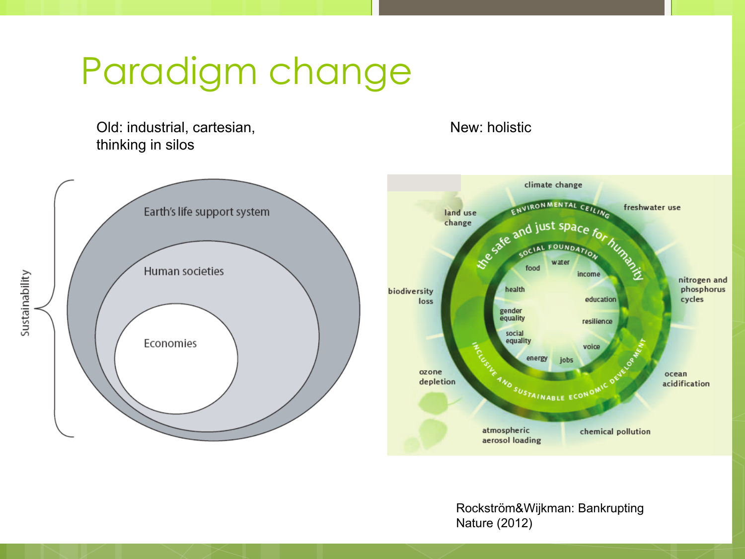# Paradigm change

Old: industrial, cartesian, thinking in silos

New: holistic

Sustainability

Earth's life support system

Human societies

Economies

climate change

freshwater use

nitrogen and phosphorus cycles

ocean acidification

chemical pollution

atmospheric aerosol loading

ozone depletion

biodiversity loss

land use change

ENVIRONMENTAL CEILING

the safe and just space for humanity

SOCIAL FOUNDATION

food

water

income

education

resilience

voice

jobs

energy

social equality

gender equality

health

INCLUSIVE AND SUSTAINABLE ECONOMIC DEVELOPMENT

Rockström&Wijkman: Bankrupting Nature (2012)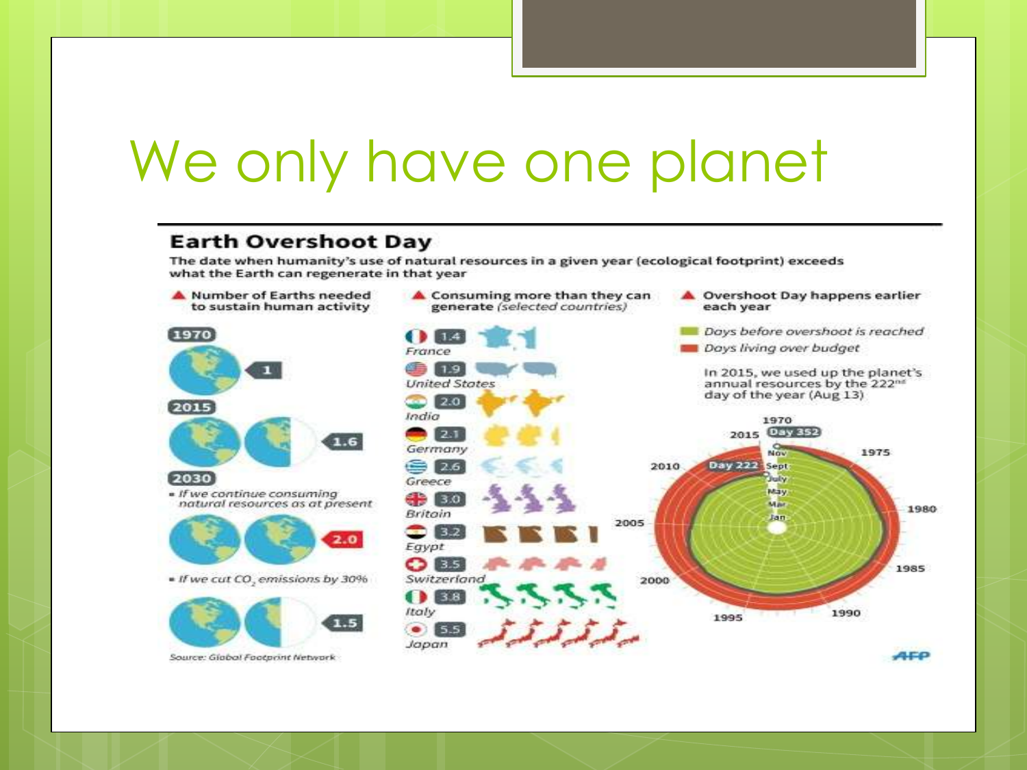# We only have one planet

## Earth Overshoot Day

The date when humanity's use of natural resources in a given year (ecological footprint) exceeds what the Earth can regenerate in that year

**Number of Earths needed to sustain human activity**

- 1970: 1
- 2015: 1.6
- 2030
  - If we continue consuming natural resources as at present: 2.0
  - If we cut $CO_2$ emissions by 30%: 1.5

Source: Global Footprint Network

**Consuming more than they can generate** *(selected countries)*

| Country | |
|---|---|
| France | 1.4 |
| United States | 1.9 |
| India | 2.0 |
| Germany | 2.1 |
| Greece | 2.6 |
| Britain | 3.0 |
| Egypt | 3.2 |
| Switzerland | 3.5 |
| Italy | 3.8 |
| Japan | 5.5 |

**Overshoot Day happens earlier each year**

- *Days before overshoot is reached*
- *Days living over budget*

In 2015, we used up the planet's annual resources by the 222[nd] day of the year (Aug 13)

1970 Day 352, 1975, 1980, 1985, 1990, 1995, 2000, 2005, 2010, 2015 Day 222

Jan, Mar, May, July, Sept, Nov

AFP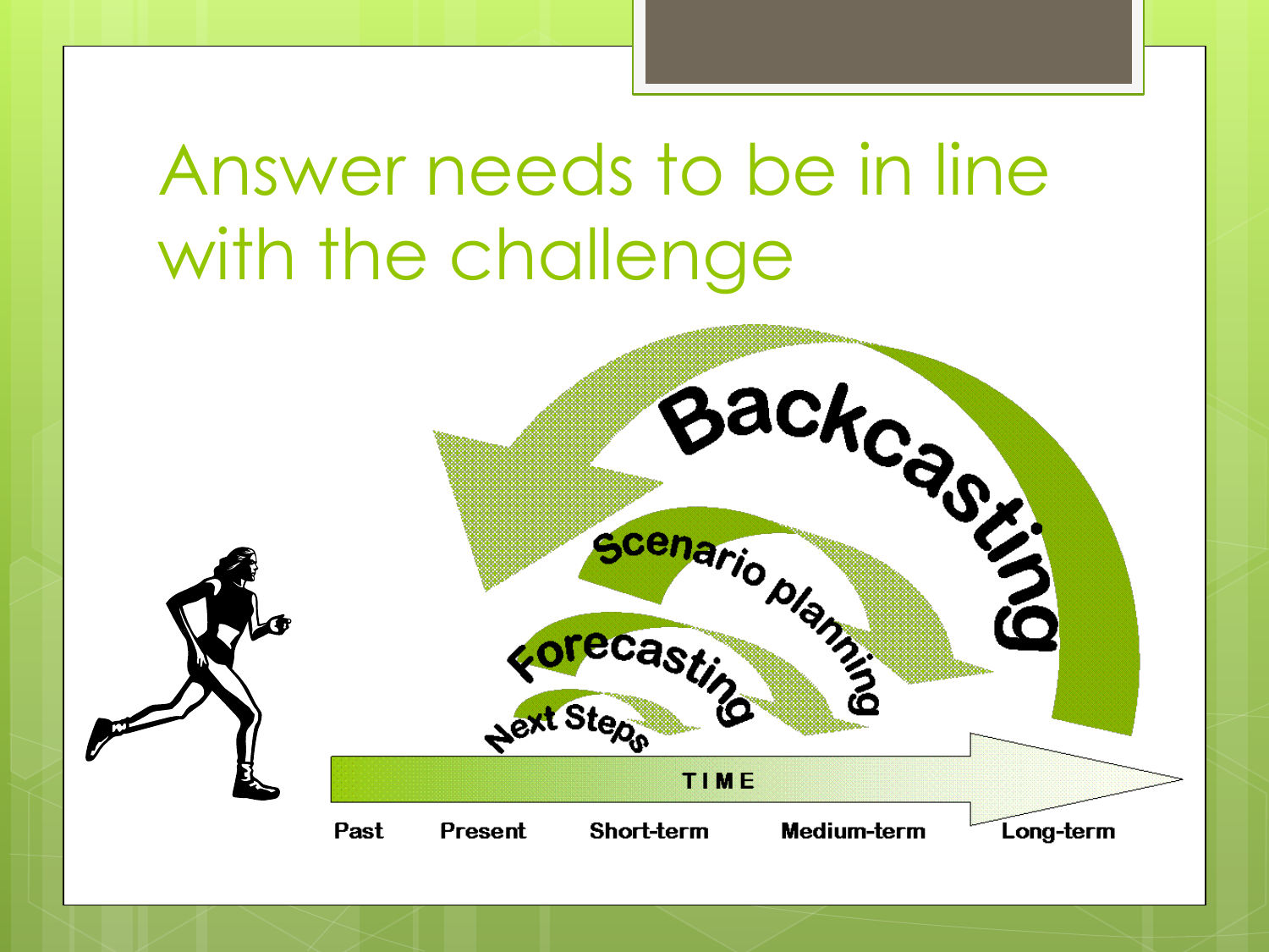# Answer needs to be in line with the challenge

Backcasting

Scenario planning

Forecasting

Next Steps

TIME

Past Present Short-term Medium-term Long-term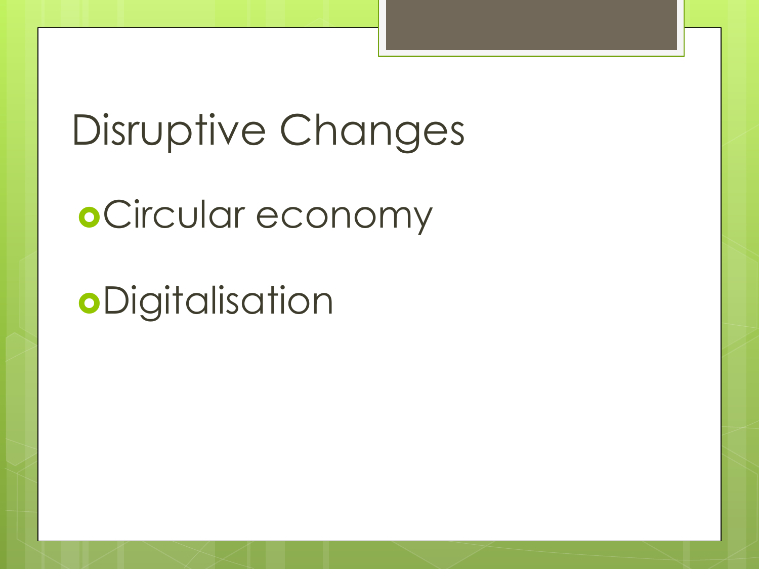# Disruptive Changes

- Circular economy
- Digitalisation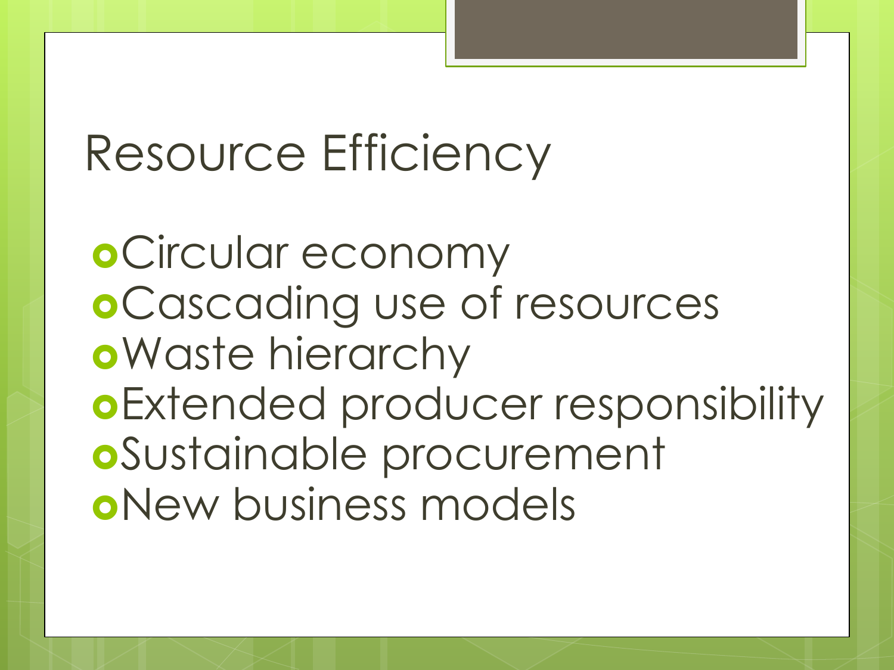# Resource Efficiency

- Circular economy
- Cascading use of resources
- Waste hierarchy
- Extended producer responsibility
- Sustainable procurement
- New business models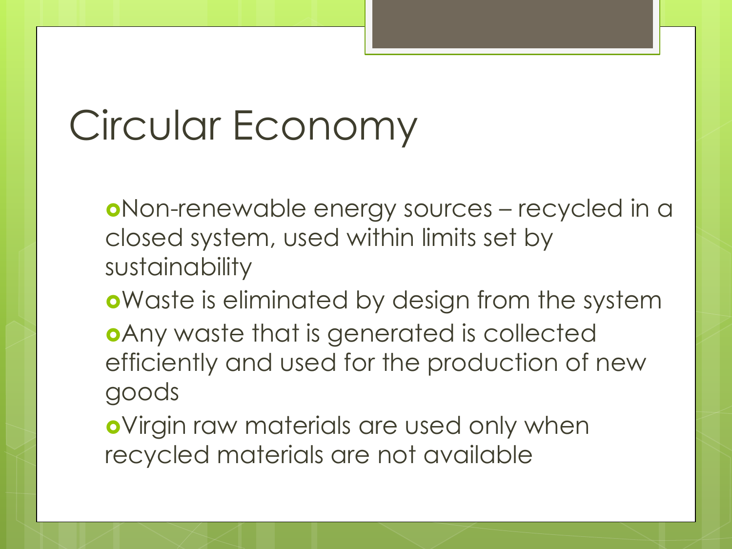# Circular Economy

- Non-renewable energy sources – recycled in a closed system, used within limits set by sustainability
- Waste is eliminated by design from the system
- Any waste that is generated is collected efficiently and used for the production of new goods
- Virgin raw materials are used only when recycled materials are not available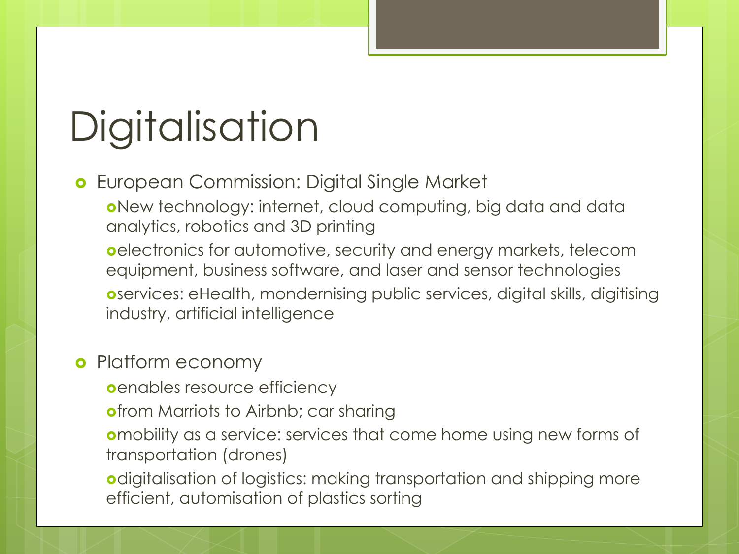# Digitalisation

- European Commission: Digital Single Market
  - New technology: internet, cloud computing, big data and data analytics, robotics and 3D printing
  - electronics for automotive, security and energy markets, telecom equipment, business software, and laser and sensor technologies
  - services: eHealth, mondernising public services, digital skills, digitising industry, artificial intelligence

- Platform economy
  - enables resource efficiency
  - from Marriots to Airbnb; car sharing
  - mobility as a service: services that come home using new forms of transportation (drones)
  - digitalisation of logistics: making transportation and shipping more efficient, automisation of plastics sorting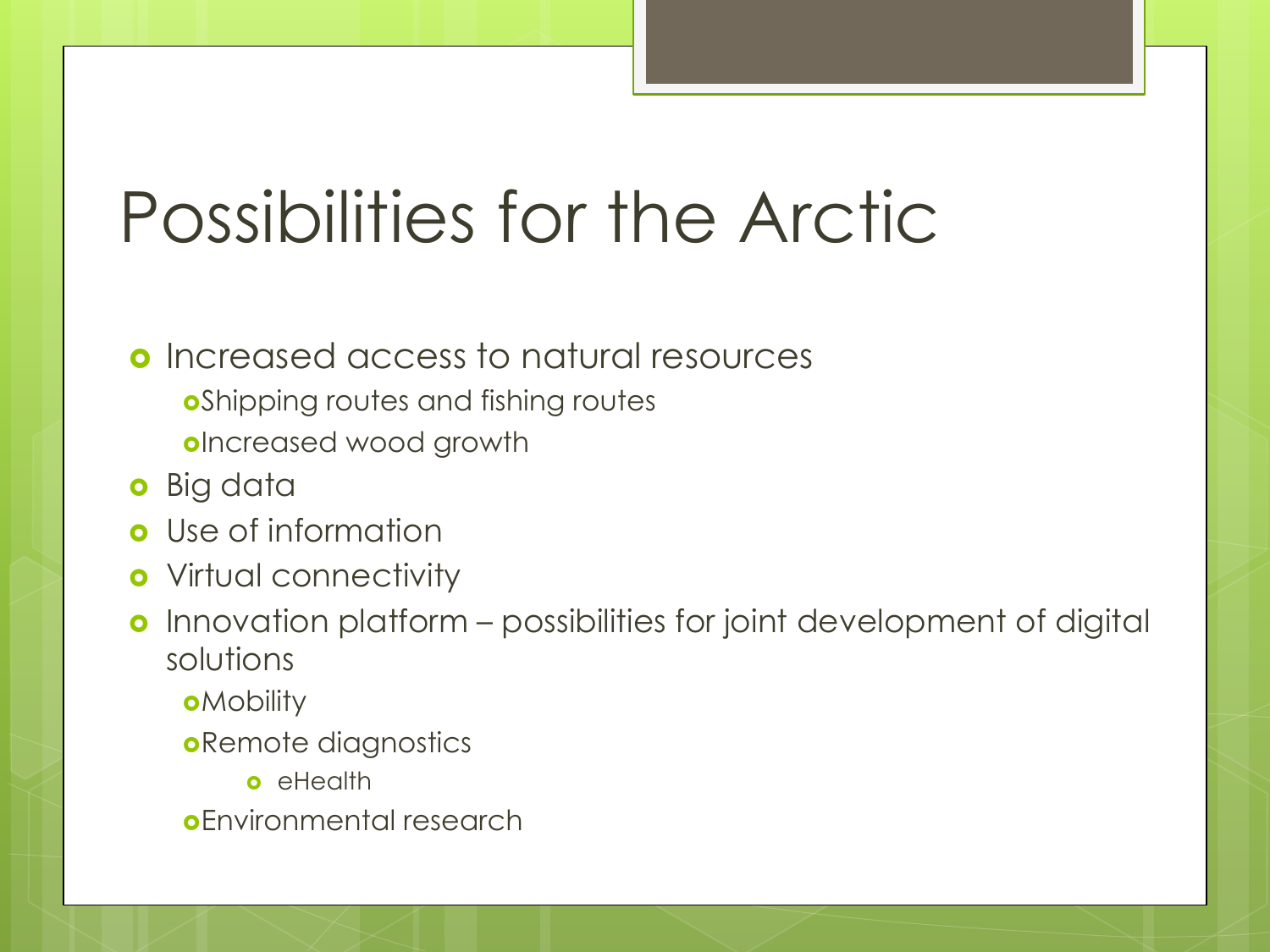# Possibilities for the Arctic

- Increased access to natural resources
  - Shipping routes and fishing routes
  - Increased wood growth
- Big data
- Use of information
- Virtual connectivity
- Innovation platform – possibilities for joint development of digital solutions
  - Mobility
  - Remote diagnostics
    - eHealth
  - Environmental research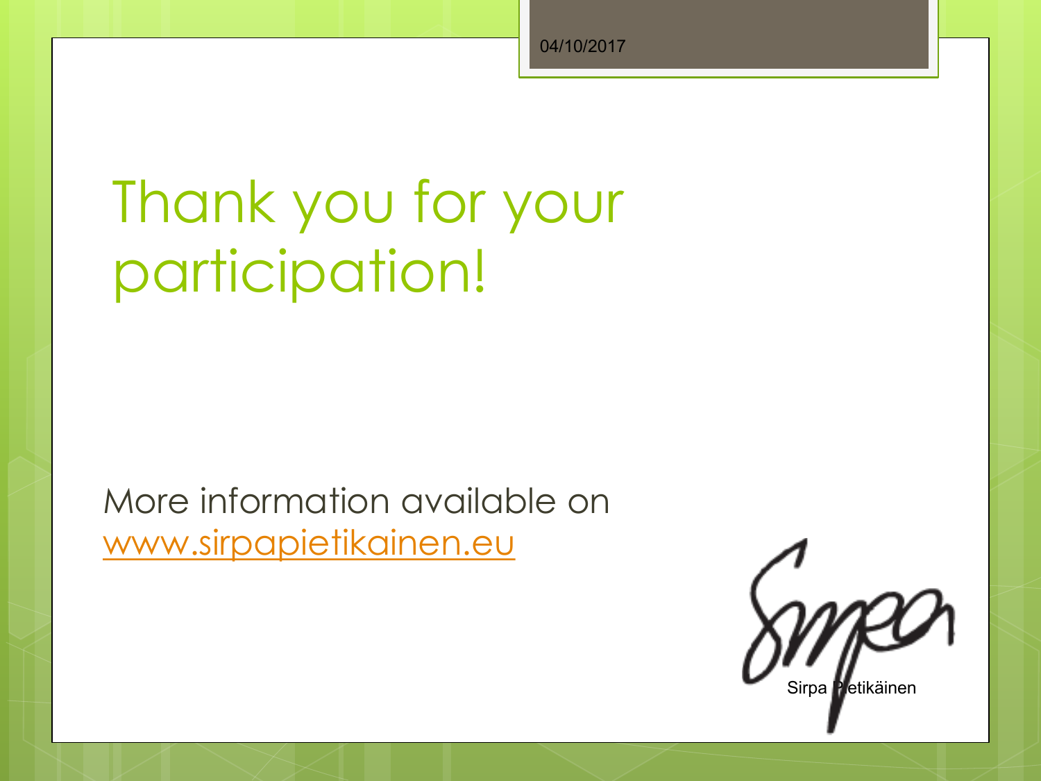# Thank you for your participation!

More information available on
[www.sirpapietikainen.eu](http://www.sirpapietikainen.eu)

Sirpa Pietikäinen